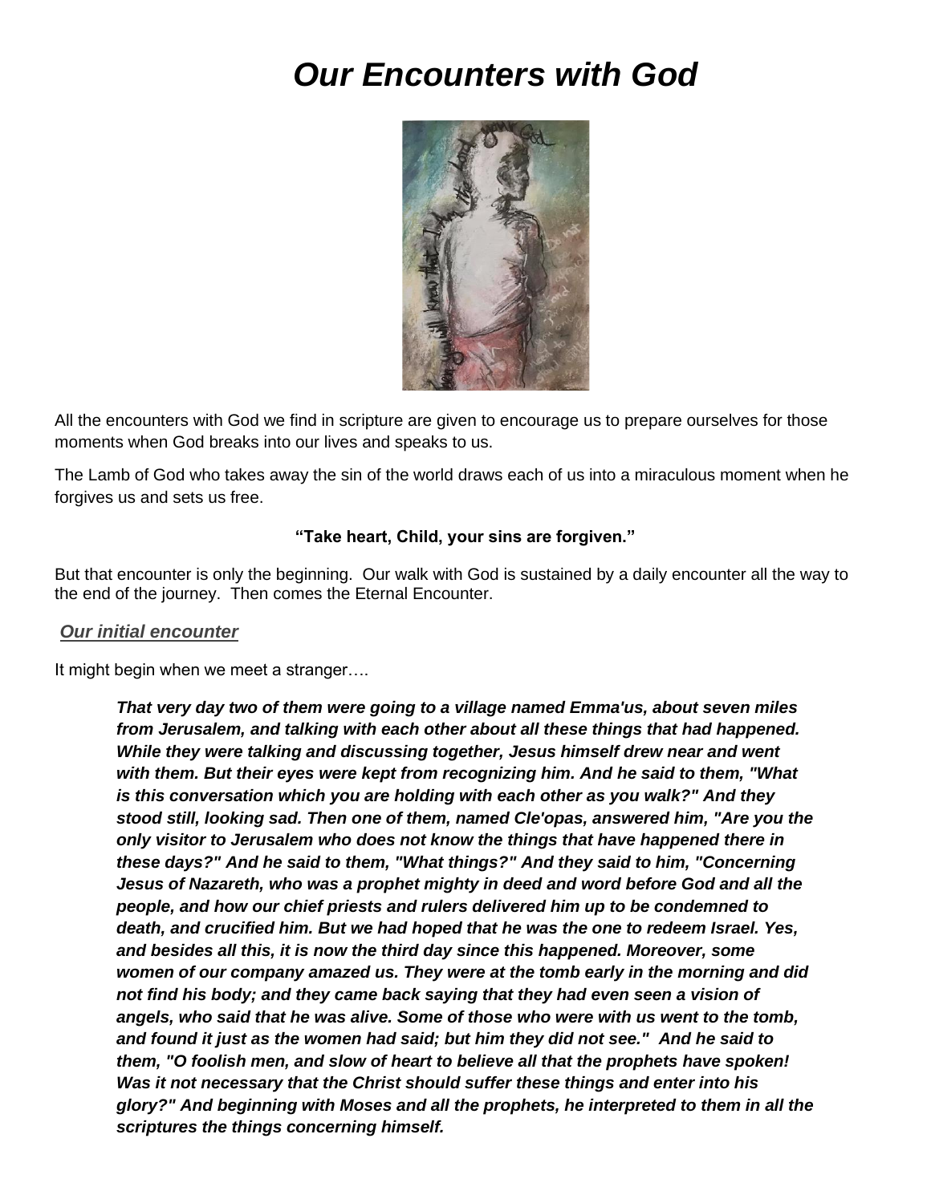# *Our Encounters with God*

All the encounters with God we find in scripture are given to encourage us to prepare ourselves for those moments when God breaks into our lives and speaks to us.

The Lamb of God who takes away the sin of the world draws each of us into a miraculous moment when he forgives us and sets us free.

**"Take heart, Child, your sins are forgiven."**

But that encounter is only the beginning. Our walk with God is sustained by a daily encounter all the way to the end of the journey. Then comes the Eternal Encounter.

## ***Our initial encounter***

It might begin when we meet a stranger….

> ***That very day two of them were going to a village named Emma'us, about seven miles from Jerusalem, and talking with each other about all these things that had happened. While they were talking and discussing together, Jesus himself drew near and went with them. But their eyes were kept from recognizing him. And he said to them, "What is this conversation which you are holding with each other as you walk?" And they stood still, looking sad. Then one of them, named Cle'opas, answered him, "Are you the only visitor to Jerusalem who does not know the things that have happened there in these days?" And he said to them, "What things?" And they said to him, "Concerning Jesus of Nazareth, who was a prophet mighty in deed and word before God and all the people, and how our chief priests and rulers delivered him up to be condemned to death, and crucified him. But we had hoped that he was the one to redeem Israel. Yes, and besides all this, it is now the third day since this happened. Moreover, some women of our company amazed us. They were at the tomb early in the morning and did not find his body; and they came back saying that they had even seen a vision of angels, who said that he was alive. Some of those who were with us went to the tomb, and found it just as the women had said; but him they did not see." And he said to them, "O foolish men, and slow of heart to believe all that the prophets have spoken! Was it not necessary that the Christ should suffer these things and enter into his glory?" And beginning with Moses and all the prophets, he interpreted to them in all the scriptures the things concerning himself.***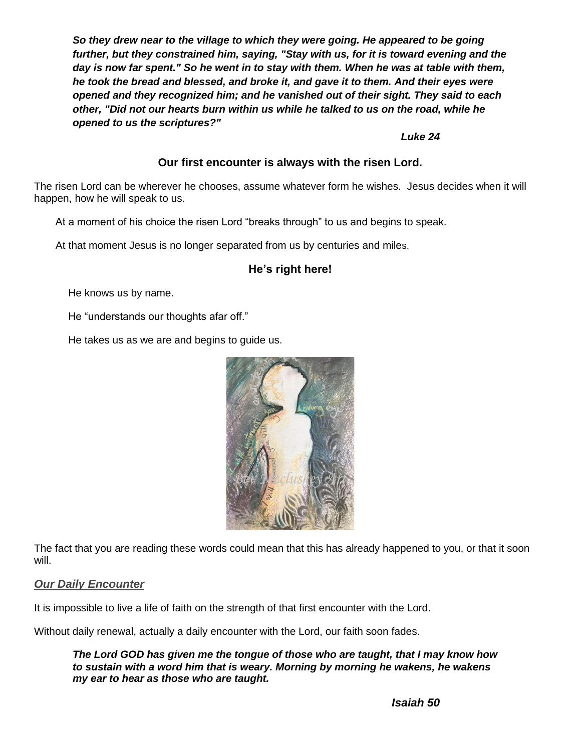***So they drew near to the village to which they were going. He appeared to be going further, but they constrained him, saying, "Stay with us, for it is toward evening and the day is now far spent." So he went in to stay with them. When he was at table with them, he took the bread and blessed, and broke it, and gave it to them. And their eyes were opened and they recognized him; and he vanished out of their sight. They said to each other, "Did not our hearts burn within us while he talked to us on the road, while he opened to us the scriptures?"***

***Luke 24***

**Our first encounter is always with the risen Lord.**

The risen Lord can be wherever he chooses, assume whatever form he wishes. Jesus decides when it will happen, how he will speak to us.

At a moment of his choice the risen Lord "breaks through" to us and begins to speak.

At that moment Jesus is no longer separated from us by centuries and miles.

**He's right here!**

He knows us by name.

He "understands our thoughts afar off."

He takes us as we are and begins to guide us.

The fact that you are reading these words could mean that this has already happened to you, or that it soon will.

***Our Daily Encounter***

It is impossible to live a life of faith on the strength of that first encounter with the Lord.

Without daily renewal, actually a daily encounter with the Lord, our faith soon fades.

***The Lord GOD has given me the tongue of those who are taught, that I may know how to sustain with a word him that is weary. Morning by morning he wakens, he wakens my ear to hear as those who are taught.***

***Isaiah 50***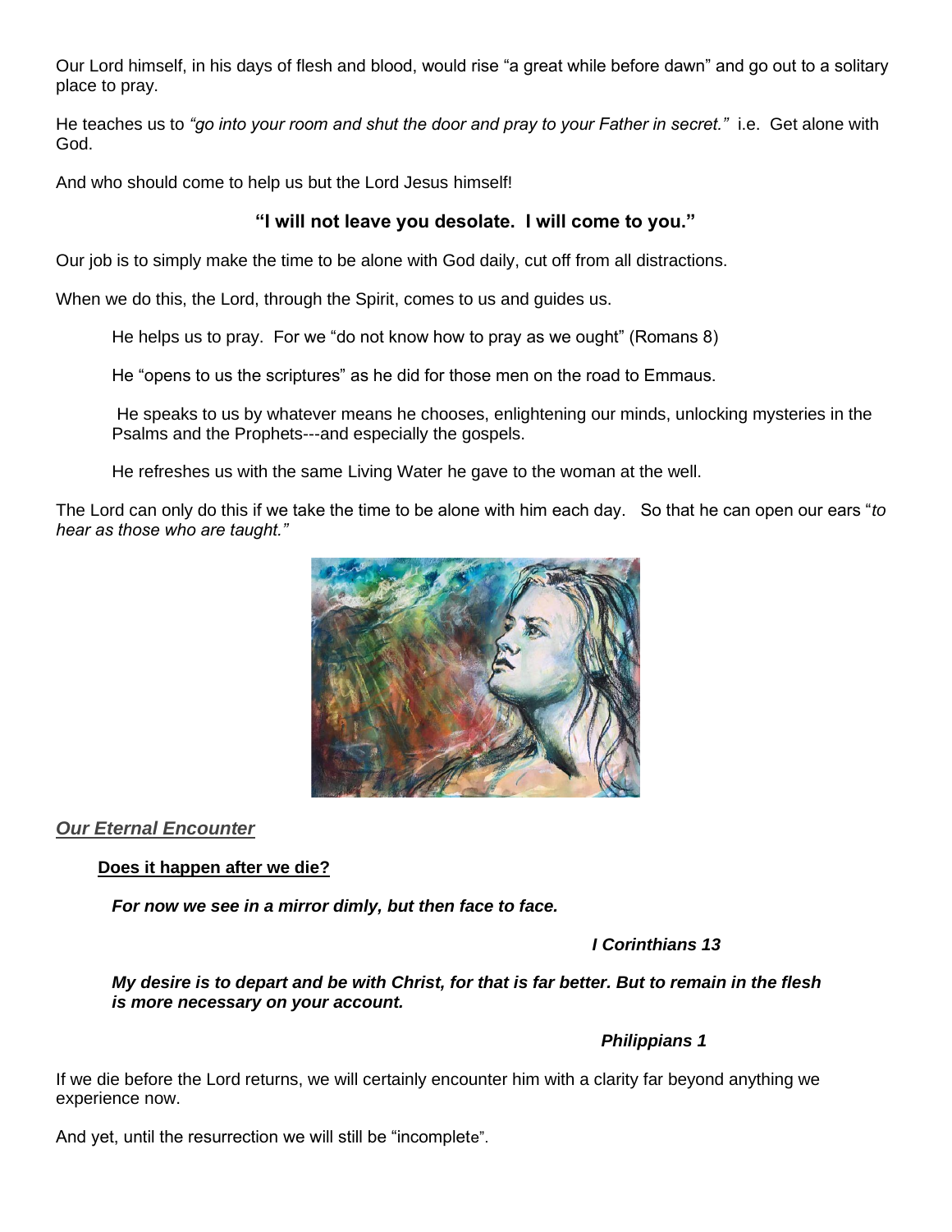Our Lord himself, in his days of flesh and blood, would rise "a great while before dawn" and go out to a solitary place to pray.

He teaches us to *"go into your room and shut the door and pray to your Father in secret."* i.e. Get alone with God.

And who should come to help us but the Lord Jesus himself!

**"I will not leave you desolate. I will come to you."**

Our job is to simply make the time to be alone with God daily, cut off from all distractions.

When we do this, the Lord, through the Spirit, comes to us and guides us.

> He helps us to pray. For we "do not know how to pray as we ought" (Romans 8)
>
> He "opens to us the scriptures" as he did for those men on the road to Emmaus.
>
> He speaks to us by whatever means he chooses, enlightening our minds, unlocking mysteries in the Psalms and the Prophets---and especially the gospels.
>
> He refreshes us with the same Living Water he gave to the woman at the well.

The Lord can only do this if we take the time to be alone with him each day. So that he can open our ears "*to hear as those who are taught."*

## ***Our Eternal Encounter***

**Does it happen after we die?**

***For now we see in a mirror dimly, but then face to face.***

***I Corinthians 13***

***My desire is to depart and be with Christ, for that is far better. But to remain in the flesh is more necessary on your account.***

***Philippians 1***

If we die before the Lord returns, we will certainly encounter him with a clarity far beyond anything we experience now.

And yet, until the resurrection we will still be "incomplete".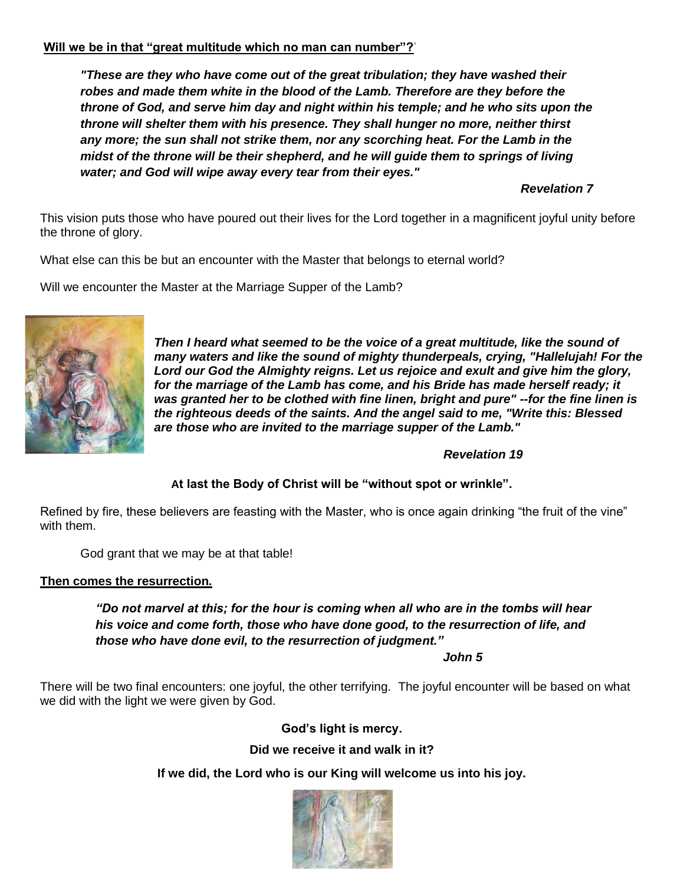**Will we be in that "great multitude which no man can number"?**

> ***"These are they who have come out of the great tribulation; they have washed their robes and made them white in the blood of the Lamb. Therefore are they before the throne of God, and serve him day and night within his temple; and he who sits upon the throne will shelter them with his presence. They shall hunger no more, neither thirst any more; the sun shall not strike them, nor any scorching heat. For the Lamb in the midst of the throne will be their shepherd, and he will guide them to springs of living water; and God will wipe away every tear from their eyes."***
>
> ***Revelation 7***

This vision puts those who have poured out their lives for the Lord together in a magnificent joyful unity before the throne of glory.

What else can this be but an encounter with the Master that belongs to eternal world?

Will we encounter the Master at the Marriage Supper of the Lamb?

> ***Then I heard what seemed to be the voice of a great multitude, like the sound of many waters and like the sound of mighty thunderpeals, crying, "Hallelujah! For the Lord our God the Almighty reigns. Let us rejoice and exult and give him the glory, for the marriage of the Lamb has come, and his Bride has made herself ready; it was granted her to be clothed with fine linen, bright and pure" --for the fine linen is the righteous deeds of the saints. And the angel said to me, "Write this: Blessed are those who are invited to the marriage supper of the Lamb."***
>
> ***Revelation 19***

**At last the Body of Christ will be "without spot or wrinkle".**

Refined by fire, these believers are feasting with the Master, who is once again drinking "the fruit of the vine" with them.

God grant that we may be at that table!

**Then comes the resurrection.**

> ***"Do not marvel at this; for the hour is coming when all who are in the tombs will hear his voice and come forth, those who have done good, to the resurrection of life, and those who have done evil, to the resurrection of judgment."***
>
> ***John 5***

There will be two final encounters: one joyful, the other terrifying. The joyful encounter will be based on what we did with the light we were given by God.

**God's light is mercy.**

**Did we receive it and walk in it?**

**If we did, the Lord who is our King will welcome us into his joy.**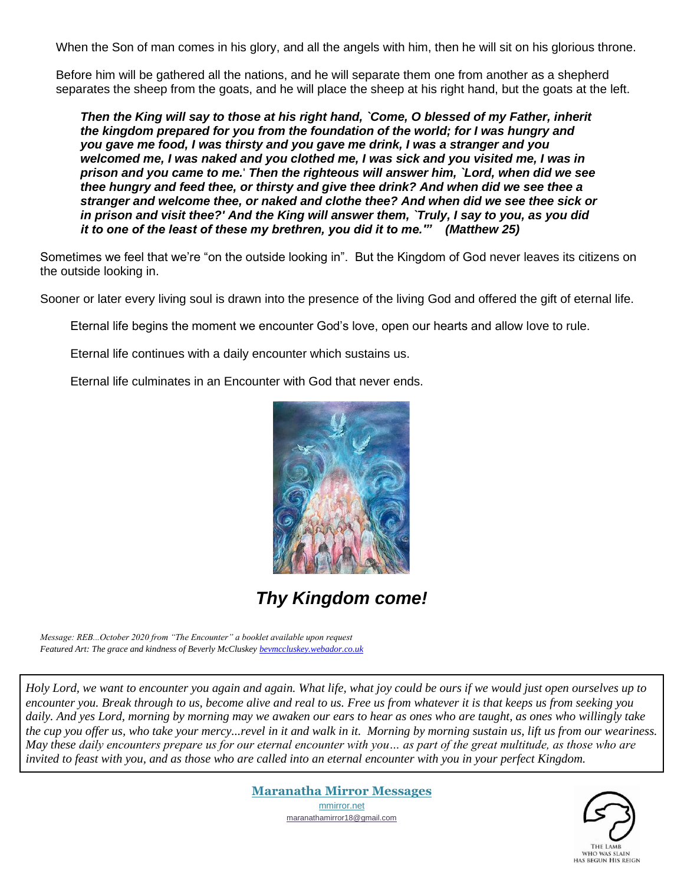When the Son of man comes in his glory, and all the angels with him, then he will sit on his glorious throne.

Before him will be gathered all the nations, and he will separate them one from another as a shepherd separates the sheep from the goats, and he will place the sheep at his right hand, but the goats at the left.

> ***Then the King will say to those at his right hand, `Come, O blessed of my Father, inherit the kingdom prepared for you from the foundation of the world; for I was hungry and you gave me food, I was thirsty and you gave me drink, I was a stranger and you welcomed me, I was naked and you clothed me, I was sick and you visited me, I was in prison and you came to me.' Then the righteous will answer him, `Lord, when did we see thee hungry and feed thee, or thirsty and give thee drink? And when did we see thee a stranger and welcome thee, or naked and clothe thee? And when did we see thee sick or in prison and visit thee?' And the King will answer them, `Truly, I say to you, as you did it to one of the least of these my brethren, you did it to me.'" (Matthew 25)***

Sometimes we feel that we're "on the outside looking in". But the Kingdom of God never leaves its citizens on the outside looking in.

Sooner or later every living soul is drawn into the presence of the living God and offered the gift of eternal life.

Eternal life begins the moment we encounter God's love, open our hearts and allow love to rule.

Eternal life continues with a daily encounter which sustains us.

Eternal life culminates in an Encounter with God that never ends.

***Thy Kingdom come!***

*Message: REB...October 2020 from "The Encounter" a booklet available upon request*
*Featured Art: The grace and kindness of Beverly McCluskey bevmccluskey.webador.co.uk*

*Holy Lord, we want to encounter you again and again. What life, what joy could be ours if we would just open ourselves up to encounter you. Break through to us, become alive and real to us. Free us from whatever it is that keeps us from seeking you daily. And yes Lord, morning by morning may we awaken our ears to hear as ones who are taught, as ones who willingly take the cup you offer us, who take your mercy...revel in it and walk in it. Morning by morning sustain us, lift us from our weariness. May these daily encounters prepare us for our eternal encounter with you... as part of the great multitude, as those who are invited to feast with you, and as those who are called into an eternal encounter with you in your perfect Kingdom.*

**Maranatha Mirror Messages**
mmirror.net
maranathamirror18@gmail.com

THE LAMB WHO WAS SLAIN HAS BEGUN HIS REIGN